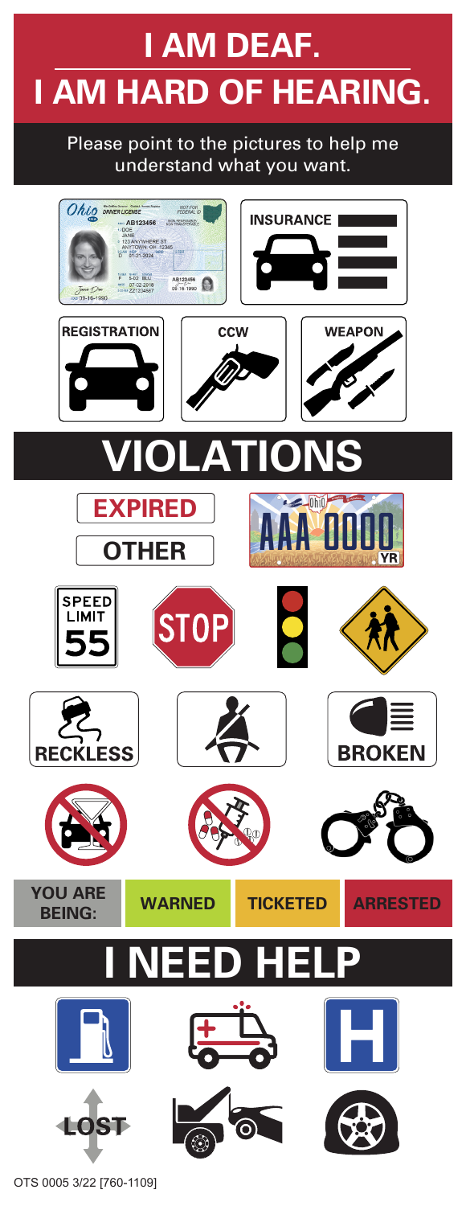# I AM DEAF.
# I AM HARD OF HEARING.

Please point to the pictures to help me understand what you want.

INSURANCE

REGISTRATION

CCW

WEAPON

## VIOLATIONS

EXPIRED

OTHER

SPEED LIMIT 55

STOP

RECKLESS

BROKEN

| YOU ARE BEING: | WARNED | TICKETED | ARRESTED |
| --- | --- | --- | --- |

## I NEED HELP

LOST

OTS 0005 3/22 [760-1109]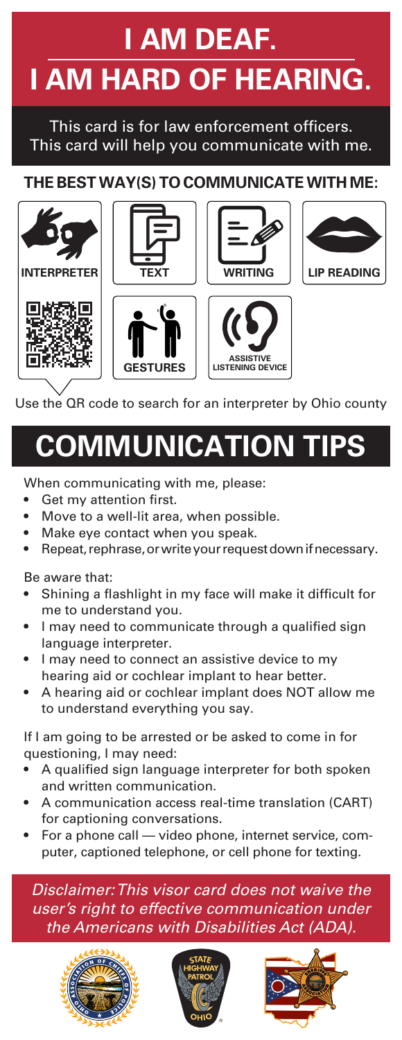# I AM DEAF.
# I AM HARD OF HEARING.

This card is for law enforcement officers.
This card will help you communicate with me.

## THE BEST WAY(S) TO COMMUNICATE WITH ME:

INTERPRETER

TEXT

WRITING

LIP READING

GESTURES

ASSISTIVE LISTENING DEVICE

Use the QR code to search for an interpreter by Ohio county

# COMMUNICATION TIPS

When communicating with me, please:

- Get my attention first.
- Move to a well-lit area, when possible.
- Make eye contact when you speak.
- Repeat, rephrase, or write your request down if necessary.

Be aware that:

- Shining a flashlight in my face will make it difficult for me to understand you.
- I may need to communicate through a qualified sign language interpreter.
- I may need to connect an assistive device to my hearing aid or cochlear implant to hear better.
- A hearing aid or cochlear implant does NOT allow me to understand everything you say.

If I am going to be arrested or be asked to come in for questioning, I may need:

- A qualified sign language interpreter for both spoken and written communication.
- A communication access real-time translation (CART) for captioning conversations.
- For a phone call — video phone, internet service, computer, captioned telephone, or cell phone for texting.

*Disclaimer: This visor card does not waive the user's right to effective communication under the Americans with Disabilities Act (ADA).*